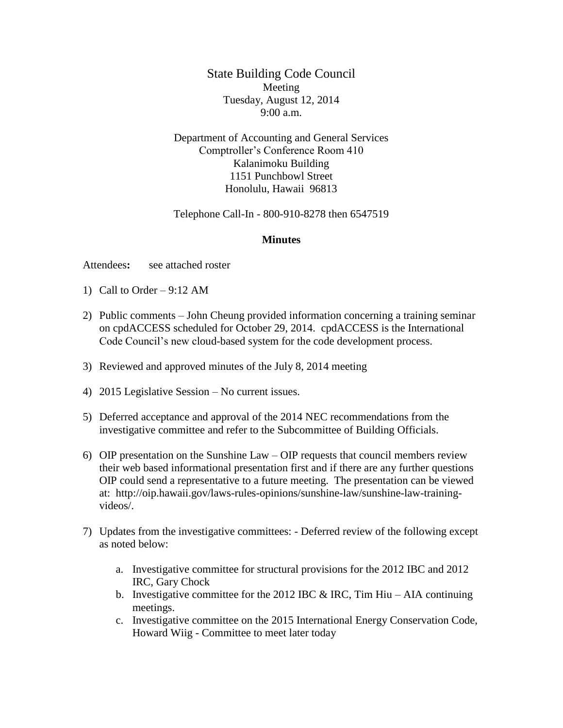# State Building Code Council

Meeting
Tuesday, August 12, 2014
9:00 a.m.

Department of Accounting and General Services
Comptroller's Conference Room 410
Kalanimoku Building
1151 Punchbowl Street
Honolulu, Hawaii 96813

Telephone Call-In - 800-910-8278 then 6547519

## Minutes

**Attendees:** see attached roster

1) Call to Order – 9:12 AM

2) Public comments – John Cheung provided information concerning a training seminar on cpdACCESS scheduled for October 29, 2014. cpdACCESS is the International Code Council's new cloud-based system for the code development process.

3) Reviewed and approved minutes of the July 8, 2014 meeting

4) 2015 Legislative Session – No current issues.

5) Deferred acceptance and approval of the 2014 NEC recommendations from the investigative committee and refer to the Subcommittee of Building Officials.

6) OIP presentation on the Sunshine Law – OIP requests that council members review their web based informational presentation first and if there are any further questions OIP could send a representative to a future meeting. The presentation can be viewed at: http://oip.hawaii.gov/laws-rules-opinions/sunshine-law/sunshine-law-training-videos/.

7) Updates from the investigative committees: - Deferred review of the following except as noted below:

   a. Investigative committee for structural provisions for the 2012 IBC and 2012 IRC, Gary Chock
   b. Investigative committee for the 2012 IBC & IRC, Tim Hiu – AIA continuing meetings.
   c. Investigative committee on the 2015 International Energy Conservation Code, Howard Wiig - Committee to meet later today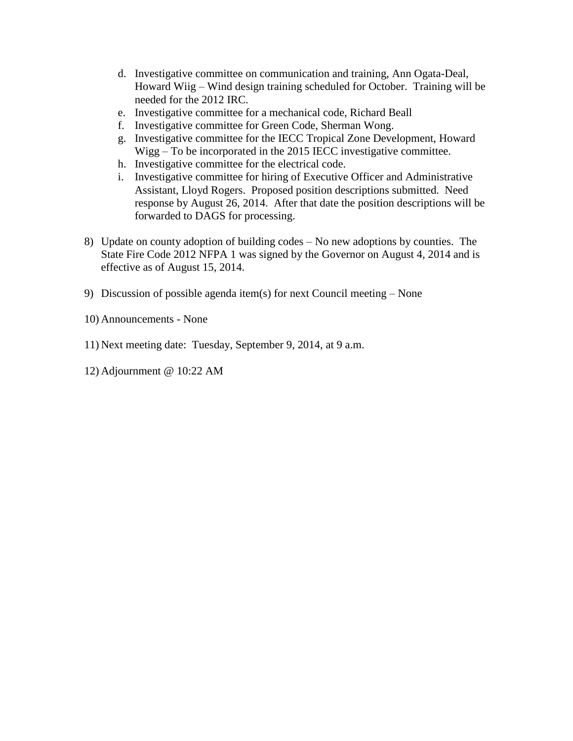d. Investigative committee on communication and training, Ann Ogata-Deal, Howard Wiig – Wind design training scheduled for October. Training will be needed for the 2012 IRC.
   e. Investigative committee for a mechanical code, Richard Beall
   f. Investigative committee for Green Code, Sherman Wong.
   g. Investigative committee for the IECC Tropical Zone Development, Howard Wigg – To be incorporated in the 2015 IECC investigative committee.
   h. Investigative committee for the electrical code.
   i. Investigative committee for hiring of Executive Officer and Administrative Assistant, Lloyd Rogers. Proposed position descriptions submitted. Need response by August 26, 2014. After that date the position descriptions will be forwarded to DAGS for processing.

8) Update on county adoption of building codes – No new adoptions by counties. The State Fire Code 2012 NFPA 1 was signed by the Governor on August 4, 2014 and is effective as of August 15, 2014.

9) Discussion of possible agenda item(s) for next Council meeting – None

10) Announcements - None

11) Next meeting date: Tuesday, September 9, 2014, at 9 a.m.

12) Adjournment @ 10:22 AM